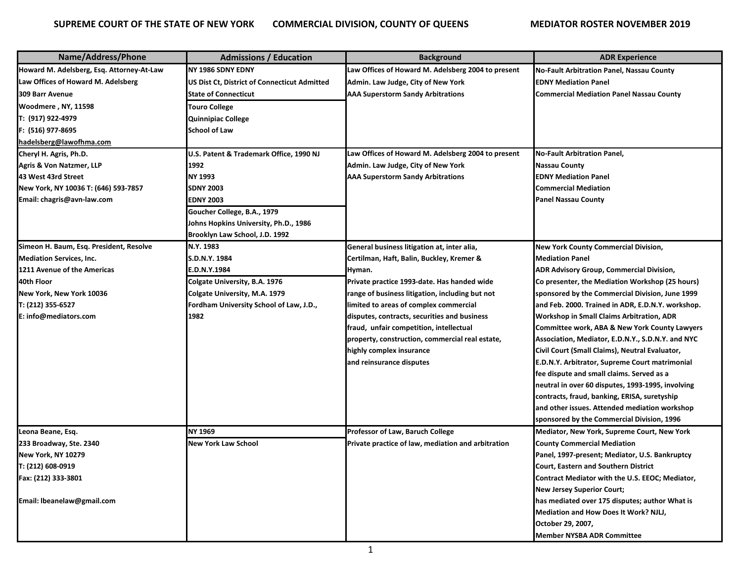# SUPREME COURT OF THE STATE OF NEW YORK COMMERCIAL DIVISION, COUNTY OF QUEENS MEDIATOR ROSTER NOVEMBER 2019

| Name/Address/Phone | Admissions / Education | Background | ADR Experience |
|---|---|---|---|
| **Howard M. Adelsberg, Esq. Attorney-At-Law**<br>Law Offices of Howard M. Adelsberg<br>309 Barr Avenue<br>Woodmere , NY, 11598<br>T: (917) 922-4979<br>F: (516) 977-8695<br>hadelsberg@lawofhma.com | NY 1986 SDNY EDNY<br>US Dist Ct, District of Connecticut Admitted State of Connecticut<br>Touro College<br>Quinnipiac College<br>School of Law | Law Offices of Howard M. Adelsberg 2004 to present<br>Admin. Law Judge, City of New York<br>AAA Superstorm Sandy Arbitrations | No-Fault Arbitration Panel, Nassau County<br>EDNY Mediation Panel<br>Commercial Mediation Panel Nassau County |
| **Cheryl H. Agris, Ph.D.**<br>Agris & Von Natzmer, LLP<br>43 West 43rd Street<br>New York, NY 10036 T: (646) 593-7857<br>Email: chagris@avn-law.com | U.S. Patent & Trademark Office, 1990 NJ 1992<br>NY 1993<br>SDNY 2003<br>EDNY 2003<br>Goucher College, B.A., 1979<br>Johns Hopkins University, Ph.D., 1986<br>Brooklyn Law School, J.D. 1992 | Law Offices of Howard M. Adelsberg 2004 to present<br>Admin. Law Judge, City of New York<br>AAA Superstorm Sandy Arbitrations | No-Fault Arbitration Panel,<br>Nassau County<br>EDNY Mediation Panel<br>Commercial Mediation<br>Panel Nassau County |
| **Simeon H. Baum, Esq. President, Resolve Mediation Services, Inc.**<br>1211 Avenue of the Americas<br>40th Floor<br>New York, New York 10036<br>T: (212) 355-6527<br>E: info@mediators.com | N.Y. 1983<br>S.D.N.Y. 1984<br>E.D.N.Y.1984<br>Colgate University, B.A. 1976<br>Colgate University, M.A. 1979<br>Fordham University School of Law, J.D., 1982 | General business litigation at, inter alia, Certilman, Haft, Balin, Buckley, Kremer & Hyman.<br>Private practice 1993-date. Has handed wide range of business litigation, including but not limited to areas of complex commercial disputes, contracts, securities and business fraud, unfair competition, intellectual property, construction, commercial real estate, highly complex insurance and reinsurance disputes | New York County Commercial Division, Mediation Panel<br>ADR Advisory Group, Commercial Division, Co presenter, the Mediation Workshop (25 hours) sponsored by the Commercial Division, June 1999 and Feb. 2000. Trained in ADR, E.D.N.Y. workshop. Workshop in Small Claims Arbitration, ADR Committee work, ABA & New York County Lawyers Association, Mediator, E.D.N.Y., S.D.N.Y. and NYC Civil Court (Small Claims), Neutral Evaluator, E.D.N.Y. Arbitrator, Supreme Court matrimonial fee dispute and small claims. Served as a neutral in over 60 disputes, 1993-1995, involving contracts, fraud, banking, ERISA, suretyship and other issues. Attended mediation workshop sponsored by the Commercial Division, 1996 |
| **Leona Beane, Esq.**<br>233 Broadway, Ste. 2340<br>New York, NY 10279<br>T: (212) 608-0919<br>Fax: (212) 333-3801<br><br>Email: lbeanelaw@gmail.com | NY 1969<br>New York Law School | Professor of Law, Baruch College<br>Private practice of law, mediation and arbitration | Mediator, New York, Supreme Court, New York County Commercial Mediation Panel, 1997-present; Mediator, U.S. Bankruptcy Court, Eastern and Southern District<br>Contract Mediator with the U.S. EEOC; Mediator, New Jersey Superior Court;<br>has mediated over 175 disputes; author What is Mediation and How Does It Work? NJLJ, October 29, 2007,<br>Member NYSBA ADR Committee |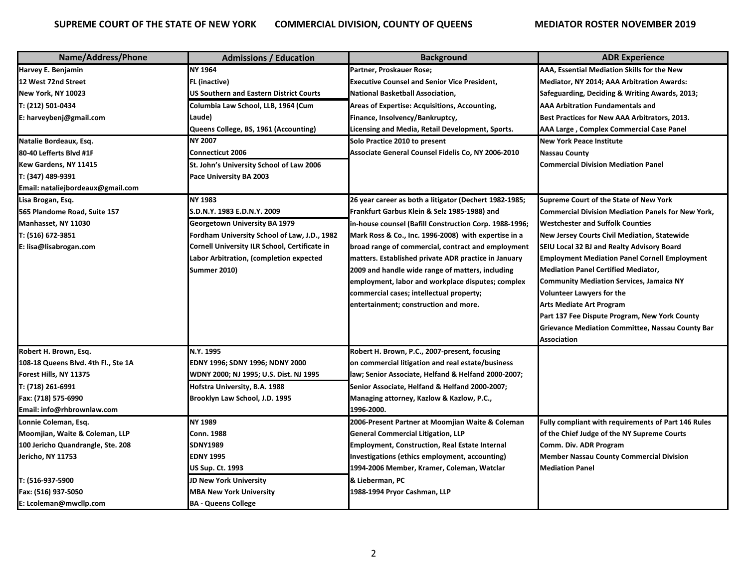**SUPREME COURT OF THE STATE OF NEW YORK COMMERCIAL DIVISION, COUNTY OF QUEENS MEDIATOR ROSTER NOVEMBER 2019**

| Name/Address/Phone | Admissions / Education | Background | ADR Experience |
|---|---|---|---|
| Harvey E. Benjamin<br>12 West 72nd Street<br>New York, NY 10023<br>T: (212) 501-0434<br>E: harveybenj@gmail.com | NY 1964<br>FL (inactive)<br>US Southern and Eastern District Courts<br>Columbia Law School, LLB, 1964 (Cum Laude)<br>Queens College, BS, 1961 (Accounting) | Partner, Proskauer Rose;<br>Executive Counsel and Senior Vice President, National Basketball Association,<br>Areas of Expertise: Acquisitions, Accounting, Finance, Insolvency/Bankruptcy, Licensing and Media, Retail Development, Sports. | AAA, Essential Mediation Skills for the New Mediator, NY 2014; AAA Arbitration Awards: Safeguarding, Deciding & Writing Awards, 2013; AAA Arbitration Fundamentals and Best Practices for New AAA Arbitrators, 2013.<br>AAA Large , Complex Commercial Case Panel |
| Natalie Bordeaux, Esq.<br>80-40 Lefferts Blvd #1F<br>Kew Gardens, NY 11415<br>T: (347) 489-9391<br>Email: nataliejbordeaux@gmail.com | NY 2007<br>Connecticut 2006<br>St. John's University School of Law 2006<br>Pace University BA 2003 | Solo Practice 2010 to present<br>Associate General Counsel Fidelis Co, NY 2006-2010 | New York Peace Institute<br>Nassau County<br>Commercial Division Mediation Panel |
| Lisa Brogan, Esq.<br>565 Plandome Road, Suite 157<br>Manhasset, NY 11030<br>T: (516) 672-3851<br>E: lisa@lisabrogan.com | NY 1983<br>S.D.N.Y. 1983 E.D.N.Y. 2009<br>Georgetown University BA 1979<br>Fordham University School of Law, J.D., 1982<br>Cornell University ILR School, Certificate in Labor Arbitration, (completion expected Summer 2010) | 26 year career as both a litigator (Dechert 1982-1985; Frankfurt Garbus Klein & Selz 1985-1988) and in-house counsel (Bafill Construction Corp. 1988-1996; Mark Ross & Co., Inc. 1996-2008) with expertise in a broad range of commercial, contract and employment matters. Established private ADR practice in January 2009 and handle wide range of matters, including employment, labor and workplace disputes; complex commercial cases; intellectual property; entertainment; construction and more. | Supreme Court of the State of New York Commercial Division Mediation Panels for New York, Westchester and Suffolk Counties<br>New Jersey Courts Civil Mediation, Statewide<br>SEIU Local 32 BJ and Realty Advisory Board Employment Mediation Panel Cornell Employment Mediation Panel Certified Mediator,<br>Community Mediation Services, Jamaica NY<br>Volunteer Lawyers for the Arts Mediate Art Program<br>Part 137 Fee Dispute Program, New York County<br>Grievance Mediation Committee, Nassau County Bar Association |
| Robert H. Brown, Esq.<br>108-18 Queens Blvd. 4th Fl., Ste 1A<br>Forest Hills, NY 11375<br>T: (718) 261-6991<br>Fax: (718) 575-6990<br>Email: info@rhbrownlaw.com | N.Y. 1995<br>EDNY 1996; SDNY 1996; NDNY 2000<br>WDNY 2000; NJ 1995; U.S. Dist. NJ 1995<br>Hofstra University, B.A. 1988<br>Brooklyn Law School, J.D. 1995 | Robert H. Brown, P.C., 2007-present, focusing on commercial litigation and real estate/business law; Senior Associate, Helfand & Helfand 2000-2007; Senior Associate, Helfand & Helfand 2000-2007; Managing attorney, Kazlow & Kazlow, P.C., 1996-2000. | |
| Lonnie Coleman, Esq.<br>Moomjian, Waite & Coleman, LLP<br>100 Jericho Quandrangle, Ste. 208<br>Jericho, NY 11753<br><br>T: (516-937-5900<br>Fax: (516) 937-5050<br>E: Lcoleman@mwcllp.com | NY 1989<br>Conn. 1988<br>SDNY1989<br>EDNY 1995<br>US Sup. Ct. 1993<br>JD New York University<br>MBA New York University<br>BA - Queens College | 2006-Present Partner at Moomjian Waite & Coleman General Commercial Litigation, LLP<br>Employment, Construction, Real Estate Internal Investigations (ethics employment, accounting)<br>1994-2006 Member, Kramer, Coleman, Watclar & Lieberman, PC<br>1988-1994 Pryor Cashman, LLP | Fully compliant with requirements of Part 146 Rules of the Chief Judge of the NY Supreme Courts Comm. Div. ADR Program<br>Member Nassau County Commercial Division Mediation Panel |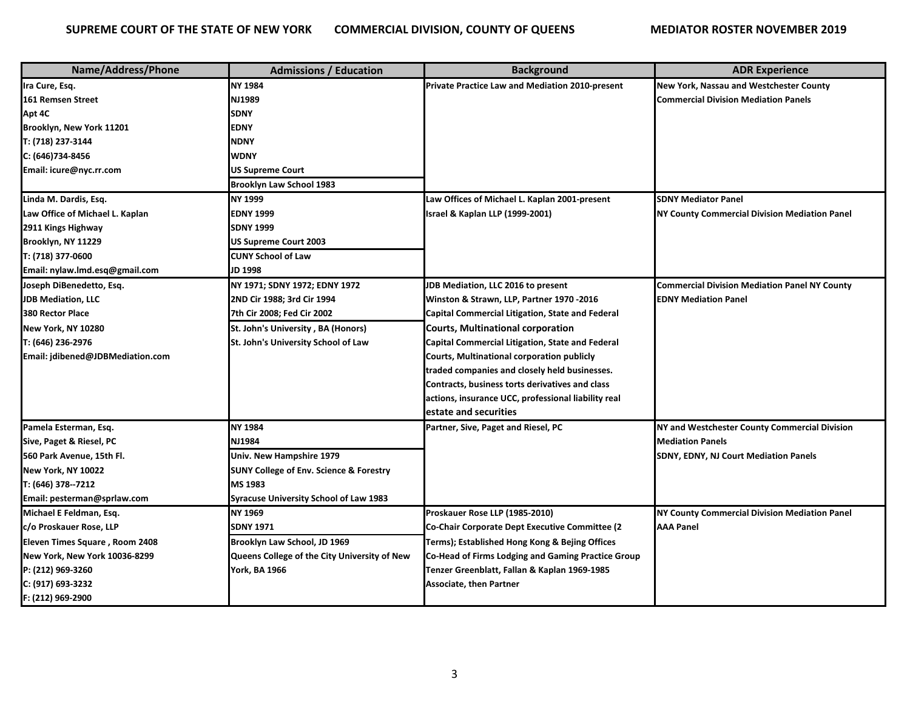| Name/Address/Phone | Admissions / Education | Background | ADR Experience |
|---|---|---|---|
| Ira Cure, Esq.<br>161 Remsen Street<br>Apt 4C<br>Brooklyn, New York 11201<br>T: (718) 237-3144<br>C: (646)734-8456<br>Email: icure@nyc.rr.com | NY 1984<br>NJ1989<br>SDNY<br>EDNY<br>NDNY<br>WDNY<br>US Supreme Court<br>Brooklyn Law School 1983 | Private Practice Law and Mediation 2010-present | New York, Nassau and Westchester County Commercial Division Mediation Panels |
| Linda M. Dardis, Esq.<br>Law Office of Michael L. Kaplan<br>2911 Kings Highway<br>Brooklyn, NY 11229<br>T: (718) 377-0600<br>Email: nylaw.lmd.esq@gmail.com | NY 1999<br>EDNY 1999<br>SDNY 1999<br>US Supreme Court 2003<br>CUNY School of Law<br>JD 1998 | Law Offices of Michael L. Kaplan 2001-present<br>Israel & Kaplan LLP (1999-2001) | SDNY Mediator Panel<br>NY County Commercial Division Mediation Panel |
| Joseph DiBenedetto, Esq.<br>JDB Mediation, LLC<br>380 Rector Place<br>New York, NY 10280<br>T: (646) 236-2976<br>Email: jdibened@JDBMediation.com | NY 1971; SDNY 1972; EDNY 1972<br>2ND Cir 1988; 3rd Cir 1994<br>7th Cir 2008; Fed Cir 2002<br>St. John's University , BA (Honors)<br>St. John's University School of Law | JDB Mediation, LLC 2016 to present<br>Winston & Strawn, LLP, Partner 1970 -2016<br>Capital Commercial Litigation, State and Federal Courts, Multinational corporation<br>Capital Commercial Litigation, State and Federal Courts, Multinational corporation publicly traded companies and closely held businesses. Contracts, business torts derivatives and class actions, insurance UCC, professional liability real estate and securities | Commercial Division Mediation Panel NY County<br>EDNY Mediation Panel |
| Pamela Esterman, Esq.<br>Sive, Paget & Riesel, PC<br>560 Park Avenue, 15th Fl.<br>New York, NY 10022<br>T: (646) 378--7212<br>Email: pesterman@sprlaw.com | NY 1984<br>NJ1984<br>Univ. New Hampshire 1979<br>SUNY College of Env. Science & Forestry<br>MS 1983<br>Syracuse University School of Law 1983 | Partner, Sive, Paget and Riesel, PC | NY and Westchester County Commercial Division Mediation Panels<br>SDNY, EDNY, NJ Court Mediation Panels |
| Michael E Feldman, Esq.<br>c/o Proskauer Rose, LLP<br>Eleven Times Square , Room 2408<br>New York, New York 10036-8299<br>P: (212) 969-3260<br>C: (917) 693-3232<br>F: (212) 969-2900 | NY 1969<br>SDNY 1971<br>Brooklyn Law School, JD 1969<br>Queens College of the City University of New York, BA 1966 | Proskauer Rose LLP (1985-2010)<br>Co-Chair Corporate Dept Executive Committee (2 Terms); Established Hong Kong & Bejing Offices<br>Co-Head of Firms Lodging and Gaming Practice Group<br>Tenzer Greenblatt, Fallan & Kaplan 1969-1985<br>Associate, then Partner | NY County Commercial Division Mediation Panel<br>AAA Panel |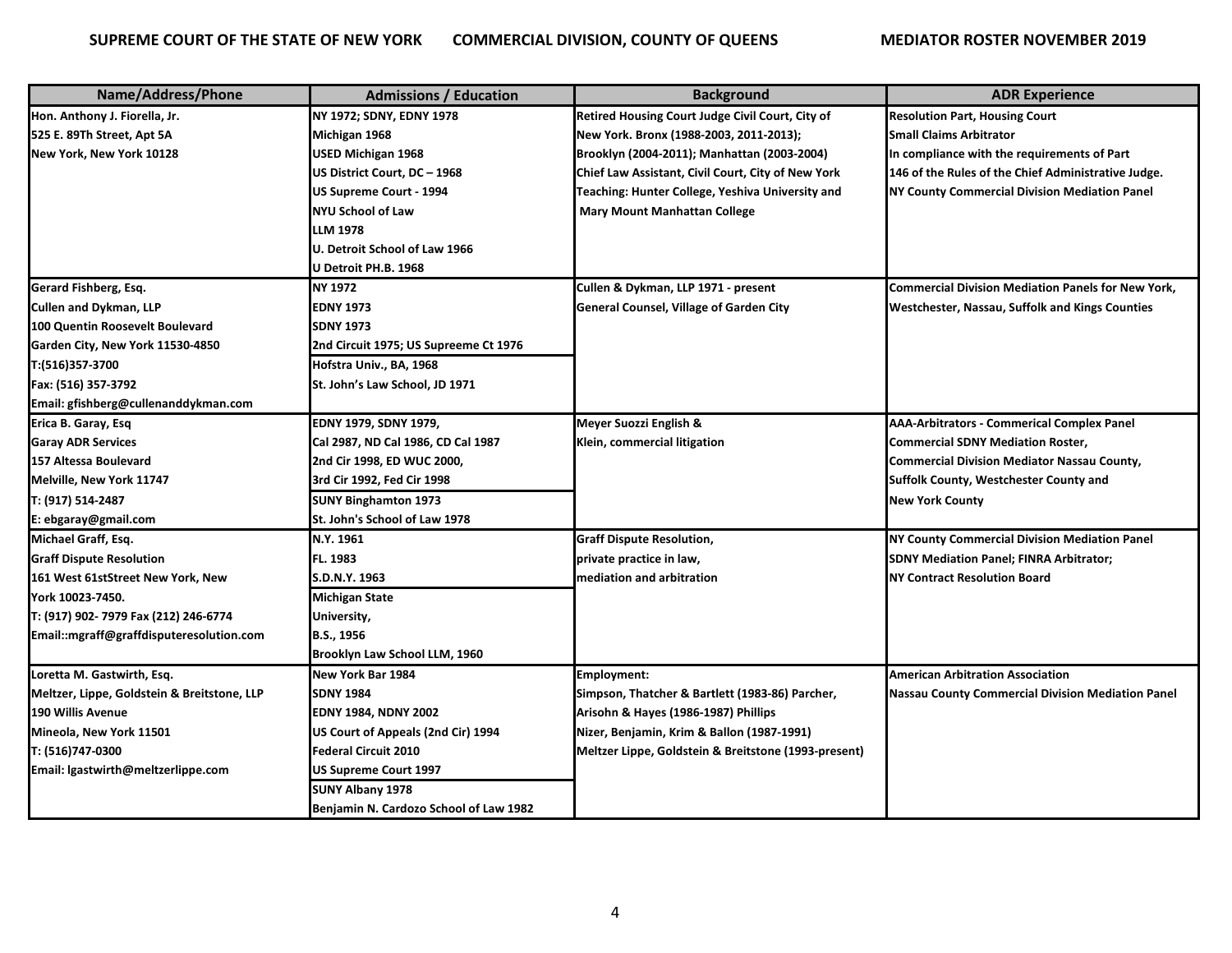**SUPREME COURT OF THE STATE OF NEW YORK COMMERCIAL DIVISION, COUNTY OF QUEENS MEDIATOR ROSTER NOVEMBER 2019**

| Name/Address/Phone | Admissions / Education | Background | ADR Experience |
|---|---|---|---|
| Hon. Anthony J. Fiorella, Jr.<br>525 E. 89Th Street, Apt 5A<br>New York, New York 10128 | NY 1972; SDNY, EDNY 1978<br>Michigan 1968<br>USED Michigan 1968<br>US District Court, DC – 1968<br>US Supreme Court - 1994<br>NYU School of Law<br>LLM 1978<br>U. Detroit School of Law 1966<br>U Detroit PH.B. 1968 | Retired Housing Court Judge Civil Court, City of New York. Bronx (1988-2003, 2011-2013); Brooklyn (2004-2011); Manhattan (2003-2004)<br>Chief Law Assistant, Civil Court, City of New York<br>Teaching: Hunter College, Yeshiva University and Mary Mount Manhattan College | Resolution Part, Housing Court<br>Small Claims Arbitrator<br>In compliance with the requirements of Part 146 of the Rules of the Chief Administrative Judge.<br>NY County Commercial Division Mediation Panel |
| Gerard Fishberg, Esq.<br>Cullen and Dykman, LLP<br>100 Quentin Roosevelt Boulevard<br>Garden City, New York 11530-4850<br>T:(516)357-3700<br>Fax: (516) 357-3792<br>Email: gfishberg@cullenanddykman.com | NY 1972<br>EDNY 1973<br>SDNY 1973<br>2nd Circuit 1975; US Supreeme Ct 1976<br>Hofstra Univ., BA, 1968<br>St. John's Law School, JD 1971 | Cullen & Dykman, LLP 1971 - present<br>General Counsel, Village of Garden City | Commercial Division Mediation Panels for New York, Westchester, Nassau, Suffolk and Kings Counties |
| Erica B. Garay, Esq<br>Garay ADR Services<br>157 Altessa Boulevard<br>Melville, New York 11747<br>T: (917) 514-2487<br>E: ebgaray@gmail.com | EDNY 1979, SDNY 1979,<br>Cal 2987, ND Cal 1986, CD Cal 1987<br>2nd Cir 1998, ED WUC 2000,<br>3rd Cir 1992, Fed Cir 1998<br>SUNY Binghamton 1973<br>St. John's School of Law 1978 | Meyer Suozzi English & Klein, commercial litigation | AAA-Arbitrators - Commerical Complex Panel<br>Commercial SDNY Mediation Roster,<br>Commercial Division Mediator Nassau County, Suffolk County, Westchester County and New York County |
| Michael Graff, Esq.<br>Graff Dispute Resolution<br>161 West 61stStreet New York, New York 10023-7450.<br>T: (917) 902- 7979 Fax (212) 246-6774<br>Email::mgraff@graffdisputeresolution.com | N.Y. 1961<br>FL. 1983<br>S.D.N.Y. 1963<br>Michigan State University,<br>B.S., 1956<br>Brooklyn Law School LLM, 1960 | Graff Dispute Resolution, private practice in law, mediation and arbitration | NY County Commercial Division Mediation Panel<br>SDNY Mediation Panel; FINRA Arbitrator;<br>NY Contract Resolution Board |
| Loretta M. Gastwirth, Esq.<br>Meltzer, Lippe, Goldstein & Breitstone, LLP<br>190 Willis Avenue<br>Mineola, New York 11501<br>T: (516)747-0300<br>Email: lgastwirth@meltzerlippe.com | New York Bar 1984<br>SDNY 1984<br>EDNY 1984, NDNY 2002<br>US Court of Appeals (2nd Cir) 1994<br>Federal Circuit 2010<br>US Supreme Court 1997<br>SUNY Albany 1978<br>Benjamin N. Cardozo School of Law 1982 | Employment:<br>Simpson, Thatcher & Bartlett (1983-86) Parcher, Arisohn & Hayes (1986-1987) Phillips Nizer, Benjamin, Krim & Ballon (1987-1991)<br>Meltzer Lippe, Goldstein & Breitstone (1993-present) | American Arbitration Association<br>Nassau County Commercial Division Mediation Panel |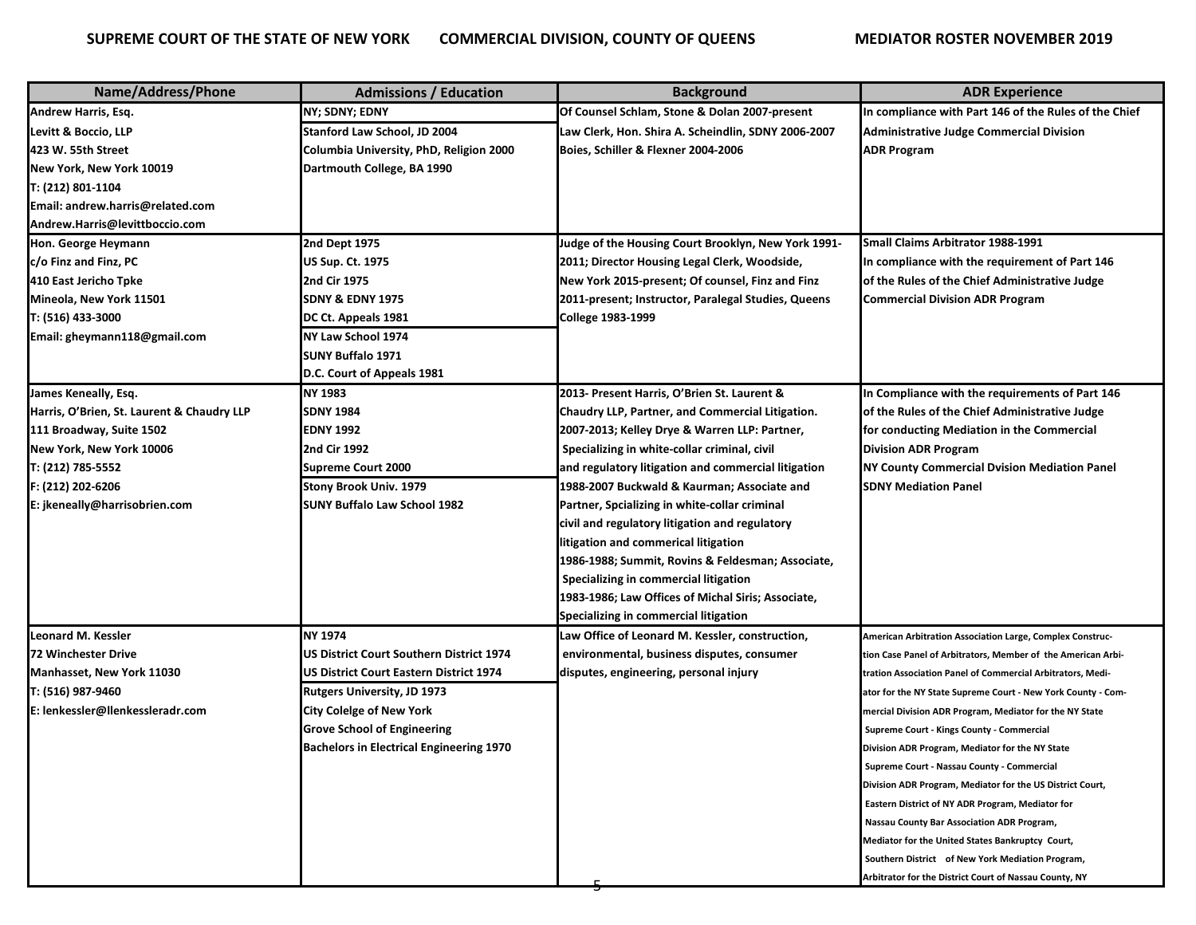**SUPREME COURT OF THE STATE OF NEW YORK COMMERCIAL DIVISION, COUNTY OF QUEENS MEDIATOR ROSTER NOVEMBER 2019**

| Name/Address/Phone | Admissions / Education | Background | ADR Experience |
|---|---|---|---|
| Andrew Harris, Esq.<br>Levitt & Boccio, LLP<br>423 W. 55th Street<br>New York, New York 10019<br>T: (212) 801-1104<br>Email: andrew.harris@related.com<br>Andrew.Harris@levittboccio.com | NY; SDNY; EDNY<br>Stanford Law School, JD 2004<br>Columbia University, PhD, Religion 2000<br>Dartmouth College, BA 1990 | Of Counsel Schlam, Stone & Dolan 2007-present<br>Law Clerk, Hon. Shira A. Scheindlin, SDNY 2006-2007<br>Boies, Schiller & Flexner 2004-2006 | In compliance with Part 146 of the Rules of the Chief Administrative Judge Commercial Division ADR Program |
| Hon. George Heymann<br>c/o Finz and Finz, PC<br>410 East Jericho Tpke<br>Mineola, New York 11501<br>T: (516) 433-3000<br>Email: gheymann118@gmail.com | 2nd Dept 1975<br>US Sup. Ct. 1975<br>2nd Cir 1975<br>SDNY & EDNY 1975<br>DC Ct. Appeals 1981<br>NY Law School 1974<br>SUNY Buffalo 1971<br>D.C. Court of Appeals 1981 | Judge of the Housing Court Brooklyn, New York 1991-2011; Director Housing Legal Clerk, Woodside, New York 2015-present; Of counsel, Finz and Finz 2011-present; Instructor, Paralegal Studies, Queens College 1983-1999 | Small Claims Arbitrator 1988-1991<br>In compliance with the requirement of Part 146 of the Rules of the Chief Administrative Judge Commercial Division ADR Program |
| James Keneally, Esq.<br>Harris, O'Brien, St. Laurent & Chaudry LLP<br>111 Broadway, Suite 1502<br>New York, New York 10006<br>T: (212) 785-5552<br>F: (212) 202-6206<br>E: jkeneally@harrisobrien.com | NY 1983<br>SDNY 1984<br>EDNY 1992<br>2nd Cir 1992<br>Supreme Court 2000<br>Stony Brook Univ. 1979<br>SUNY Buffalo Law School 1982 | 2013- Present Harris, O'Brien St. Laurent & Chaudry LLP, Partner, and Commercial Litigation.<br>2007-2013; Kelley Drye & Warren LLP: Partner, Specializing in white-collar criminal, civil and regulatory litigation and commercial litigation<br>1988-2007 Buckwald & Kaurman; Associate and Partner, Spcializing in white-collar criminal civil and regulatory litigation and regulatory litigation and commerical litigation<br>1986-1988; Summit, Rovins & Feldesman; Associate, Specializing in commercial litigation<br>1983-1986; Law Offices of Michal Siris; Associate, Specializing in commercial litigation | In Compliance with the requirements of Part 146 of the Rules of the Chief Administrative Judge for conducting Mediation in the Commercial Division ADR Program<br>NY County Commercial Dvision Mediation Panel<br>SDNY Mediation Panel |
| Leonard M. Kessler<br>72 Winchester Drive<br>Manhasset, New York 11030<br>T: (516) 987-9460<br>E: lenkessler@llenkessleradr.com | NY 1974<br>US District Court Southern District 1974<br>US District Court Eastern District 1974<br>Rutgers University, JD 1973<br>City Colelge of New York<br>Grove School of Engineering<br>Bachelors in Electrical Engineering 1970 | Law Office of Leonard M. Kessler, construction, environmental, business disputes, consumer disputes, engineering, personal injury | American Arbitration Association Large, Complex Construction Case Panel of Arbitrators, Member of the American Arbitration Association Panel of Commercial Arbitrators, Mediator for the NY State Supreme Court - New York County - Commercial Division ADR Program, Mediator for the NY State Supreme Court - Kings County - Commercial Division ADR Program, Mediator for the NY State Supreme Court - Nassau County - Commercial Division ADR Program, Mediator for the US District Court, Eastern District of NY ADR Program, Mediator for Nassau County Bar Association ADR Program, Mediator for the United States Bankruptcy Court, Southern District of New York Mediation Program, Arbitrator for the District Court of Nassau County, NY |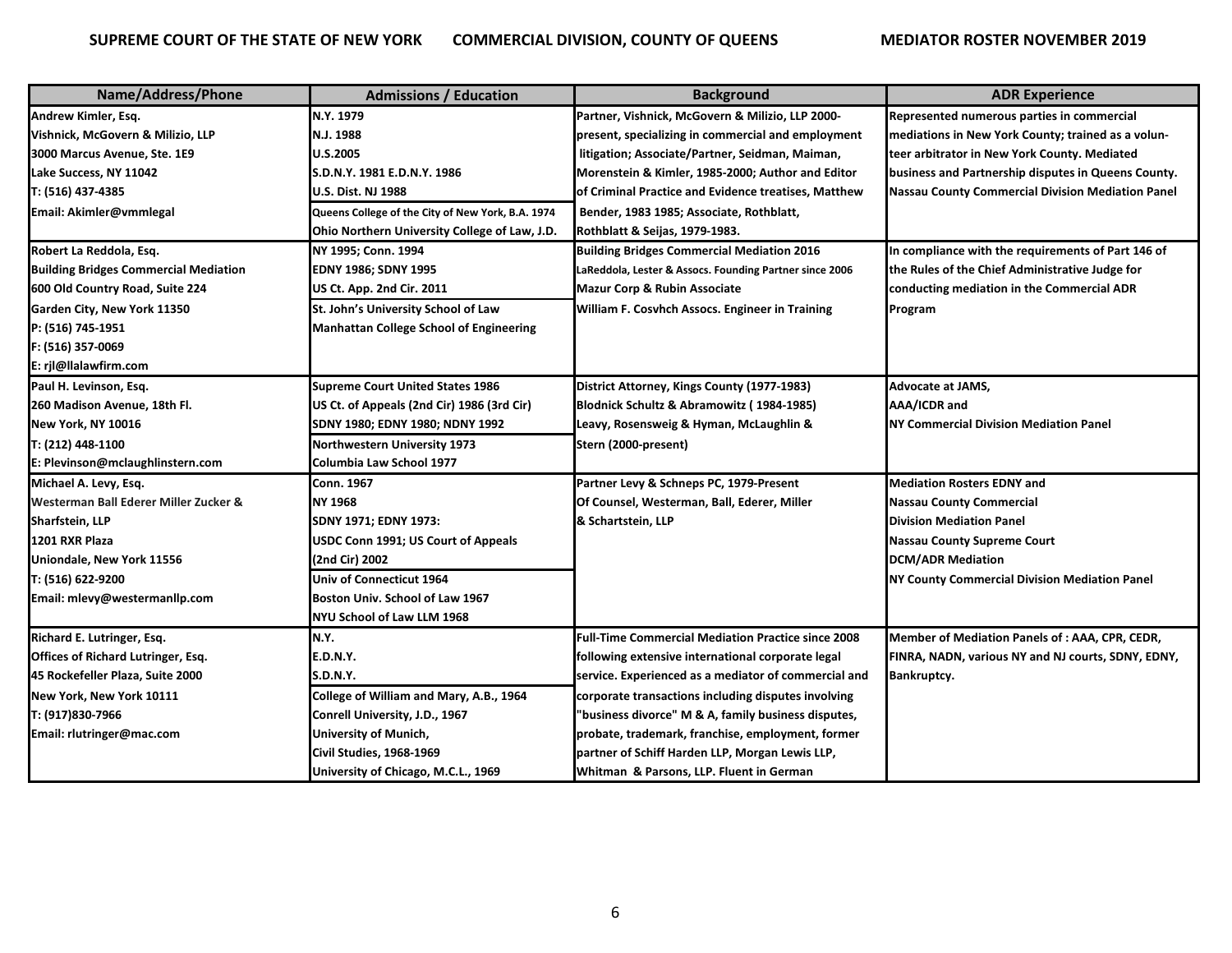| Name/Address/Phone | Admissions / Education | Background | ADR Experience |
|---|---|---|---|
| Andrew Kimler, Esq.<br>Vishnick, McGovern & Milizio, LLP<br>3000 Marcus Avenue, Ste. 1E9<br>Lake Success, NY 11042<br>T: (516) 437-4385<br>Email: Akimler@vmmlegal | N.Y. 1979<br>N.J. 1988<br>U.S.2005<br>S.D.N.Y. 1981 E.D.N.Y. 1986<br>U.S. Dist. NJ 1988<br>Queens College of the City of New York, B.A. 1974<br>Ohio Northern University College of Law, J.D. | Partner, Vishnick, McGovern & Milizio, LLP 2000-present, specializing in commercial and employment litigation; Associate/Partner, Seidman, Maiman, Morenstein & Kimler, 1985-2000; Author and Editor of Criminal Practice and Evidence treatises, Matthew Bender, 1983 1985; Associate, Rothblatt, Rothblatt & Seijas, 1979-1983. | Represented numerous parties in commercial mediations in New York County; trained as a volunteer arbitrator in New York County. Mediated business and Partnership disputes in Queens County. Nassau County Commercial Division Mediation Panel |
| Robert La Reddola, Esq.<br>Building Bridges Commercial Mediation<br>600 Old Country Road, Suite 224<br>Garden City, New York 11350<br>P: (516) 745-1951<br>F: (516) 357-0069<br>E: rjl@llalawfirm.com | NY 1995; Conn. 1994<br>EDNY 1986; SDNY 1995<br>US Ct. App. 2nd Cir. 2011<br>St. John's University School of Law<br>Manhattan College School of Engineering | Building Bridges Commercial Mediation 2016<br>LaReddola, Lester & Assocs. Founding Partner since 2006<br>Mazur Corp & Rubin Associate<br>William F. Cosvhch Assocs. Engineer in Training | In compliance with the requirements of Part 146 of the Rules of the Chief Administrative Judge for conducting mediation in the Commercial ADR Program |
| Paul H. Levinson, Esq.<br>260 Madison Avenue, 18th Fl.<br>New York, NY 10016<br>T: (212) 448-1100<br>E: Plevinson@mclaughlinstern.com | Supreme Court United States 1986<br>US Ct. of Appeals (2nd Cir) 1986 (3rd Cir)<br>SDNY 1980; EDNY 1980; NDNY 1992<br>Northwestern University 1973<br>Columbia Law School 1977 | District Attorney, Kings County (1977-1983)<br>Blodnick Schultz & Abramowitz ( 1984-1985)<br>Leavy, Rosensweig & Hyman, McLaughlin & Stern (2000-present) | Advocate at JAMS,<br>AAA/ICDR and<br>NY Commercial Division Mediation Panel |
| Michael A. Levy, Esq.<br>Westerman Ball Ederer Miller Zucker & Sharfstein, LLP<br>1201 RXR Plaza<br>Uniondale, New York 11556<br>T: (516) 622-9200<br>Email: mlevy@westermanllp.com | Conn. 1967<br>NY 1968<br>SDNY 1971; EDNY 1973:<br>USDC Conn 1991; US Court of Appeals (2nd Cir) 2002<br>Univ of Connecticut 1964<br>Boston Univ. School of Law 1967<br>NYU School of Law LLM 1968 | Partner Levy & Schneps PC, 1979-Present<br>Of Counsel, Westerman, Ball, Ederer, Miller & Schartstein, LLP | Mediation Rosters EDNY and<br>Nassau County Commercial Division Mediation Panel<br>Nassau County Supreme Court<br>DCM/ADR Mediation<br>NY County Commercial Division Mediation Panel |
| Richard E. Lutringer, Esq.<br>Offices of Richard Lutringer, Esq.<br>45 Rockefeller Plaza, Suite 2000<br>New York, New York 10111<br>T: (917)830-7966<br>Email: rlutringer@mac.com | N.Y.<br>E.D.N.Y.<br>S.D.N.Y.<br>College of William and Mary, A.B., 1964<br>Conrell University, J.D., 1967<br>University of Munich,<br>Civil Studies, 1968-1969<br>University of Chicago, M.C.L., 1969 | Full-Time Commercial Mediation Practice since 2008 following extensive international corporate legal service. Experienced as a mediator of commercial and corporate transactions including disputes involving "business divorce" M & A, family business disputes, probate, trademark, franchise, employment, former partner of Schiff Harden LLP, Morgan Lewis LLP, Whitman & Parsons, LLP. Fluent in German | Member of Mediation Panels of : AAA, CPR, CEDR, FINRA, NADN, various NY and NJ courts, SDNY, EDNY, Bankruptcy. |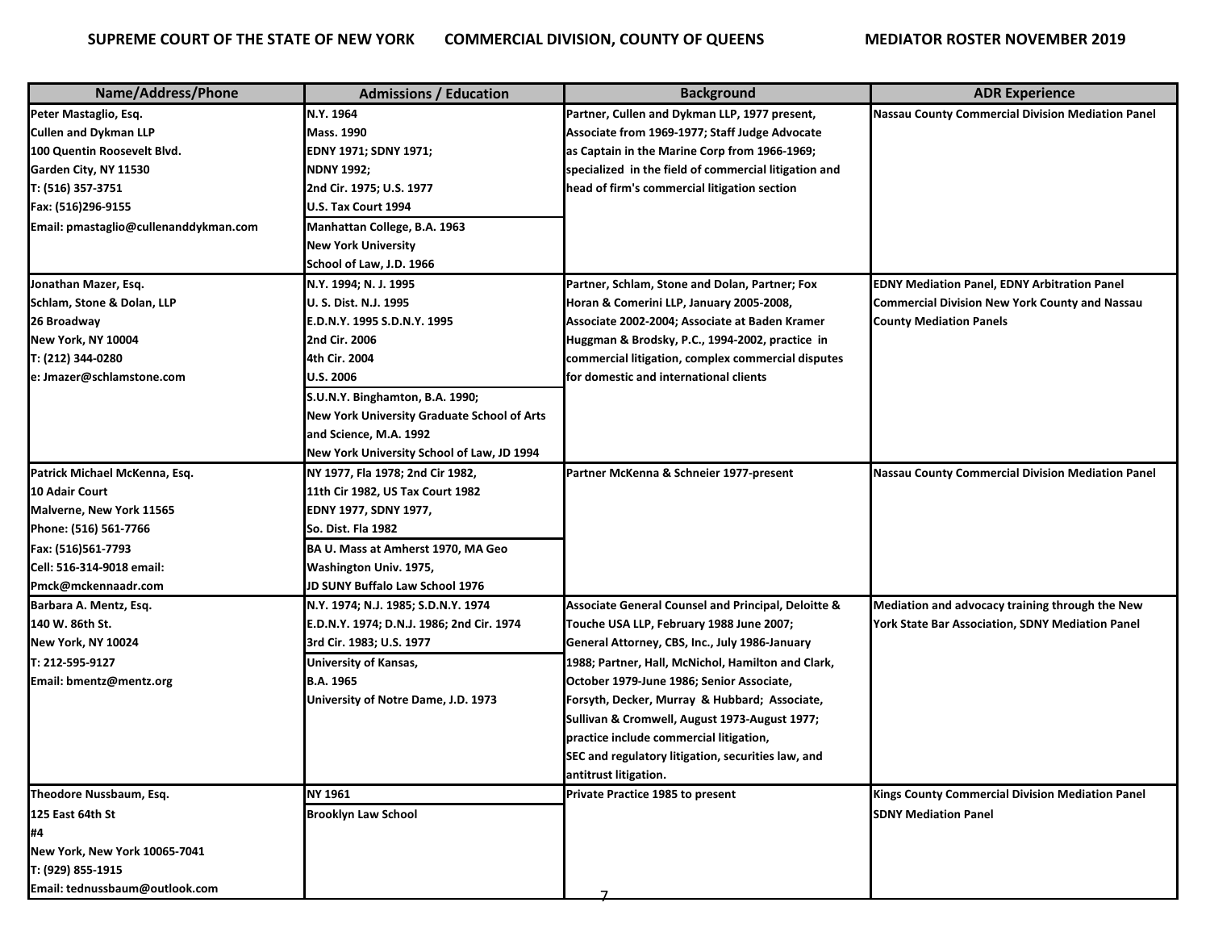| Name/Address/Phone | Admissions / Education | Background | ADR Experience |
|---|---|---|---|
| Peter Mastaglio, Esq.<br>Cullen and Dykman LLP<br>100 Quentin Roosevelt Blvd.<br>Garden City, NY 11530<br>T: (516) 357-3751<br>Fax: (516)296-9155<br>Email: pmastaglio@cullenanddykman.com | N.Y. 1964<br>Mass. 1990<br>EDNY 1971; SDNY 1971;<br>NDNY 1992;<br>2nd Cir. 1975; U.S. 1977<br>U.S. Tax Court 1994<br>Manhattan College, B.A. 1963<br>New York University<br>School of Law, J.D. 1966 | Partner, Cullen and Dykman LLP, 1977 present, Associate from 1969-1977; Staff Judge Advocate as Captain in the Marine Corp from 1966-1969; specialized in the field of commercial litigation and head of firm's commercial litigation section | Nassau County Commercial Division Mediation Panel |
| Jonathan Mazer, Esq.<br>Schlam, Stone & Dolan, LLP<br>26 Broadway<br>New York, NY 10004<br>T: (212) 344-0280<br>e: Jmazer@schlamstone.com | N.Y. 1994; N. J. 1995<br>U. S. Dist. N.J. 1995<br>E.D.N.Y. 1995 S.D.N.Y. 1995<br>2nd Cir. 2006<br>4th Cir. 2004<br>U.S. 2006<br>S.U.N.Y. Binghamton, B.A. 1990;<br>New York University Graduate School of Arts and Science, M.A. 1992<br>New York University School of Law, JD 1994 | Partner, Schlam, Stone and Dolan, Partner; Fox Horan & Comerini LLP, January 2005-2008, Associate 2002-2004; Associate at Baden Kramer Huggman & Brodsky, P.C., 1994-2002, practice in commercial litigation, complex commercial disputes for domestic and international clients | EDNY Mediation Panel, EDNY Arbitration Panel Commercial Division New York County and Nassau County Mediation Panels |
| Patrick Michael McKenna, Esq.<br>10 Adair Court<br>Malverne, New York 11565<br>Phone: (516) 561-7766<br>Fax: (516)561-7793<br>Cell: 516-314-9018 email:<br>Pmck@mckennaadr.com | NY 1977, Fla 1978; 2nd Cir 1982,<br>11th Cir 1982, US Tax Court 1982<br>EDNY 1977, SDNY 1977,<br>So. Dist. Fla 1982<br>BA U. Mass at Amherst 1970, MA Geo Washington Univ. 1975,<br>JD SUNY Buffalo Law School 1976 | Partner McKenna & Schneier 1977-present | Nassau County Commercial Division Mediation Panel |
| Barbara A. Mentz, Esq.<br>140 W. 86th St.<br>New York, NY 10024<br>T: 212-595-9127<br>Email: bmentz@mentz.org | N.Y. 1974; N.J. 1985; S.D.N.Y. 1974<br>E.D.N.Y. 1974; D.N.J. 1986; 2nd Cir. 1974<br>3rd Cir. 1983; U.S. 1977<br>University of Kansas,<br>B.A. 1965<br>University of Notre Dame, J.D. 1973 | Associate General Counsel and Principal, Deloitte & Touche USA LLP, February 1988 June 2007; General Attorney, CBS, Inc., July 1986-January 1988; Partner, Hall, McNichol, Hamilton and Clark, October 1979-June 1986; Senior Associate, Forsyth, Decker, Murray & Hubbard; Associate, Sullivan & Cromwell, August 1973-August 1977; practice include commercial litigation, SEC and regulatory litigation, securities law, and antitrust litigation. | Mediation and advocacy training through the New York State Bar Association, SDNY Mediation Panel |
| Theodore Nussbaum, Esq.<br>125 East 64th St<br>#4<br>New York, New York 10065-7041<br>T: (929) 855-1915<br>Email: tednussbaum@outlook.com | NY 1961<br>Brooklyn Law School | Private Practice 1985 to present | Kings County Commercial Division Mediation Panel<br>SDNY Mediation Panel |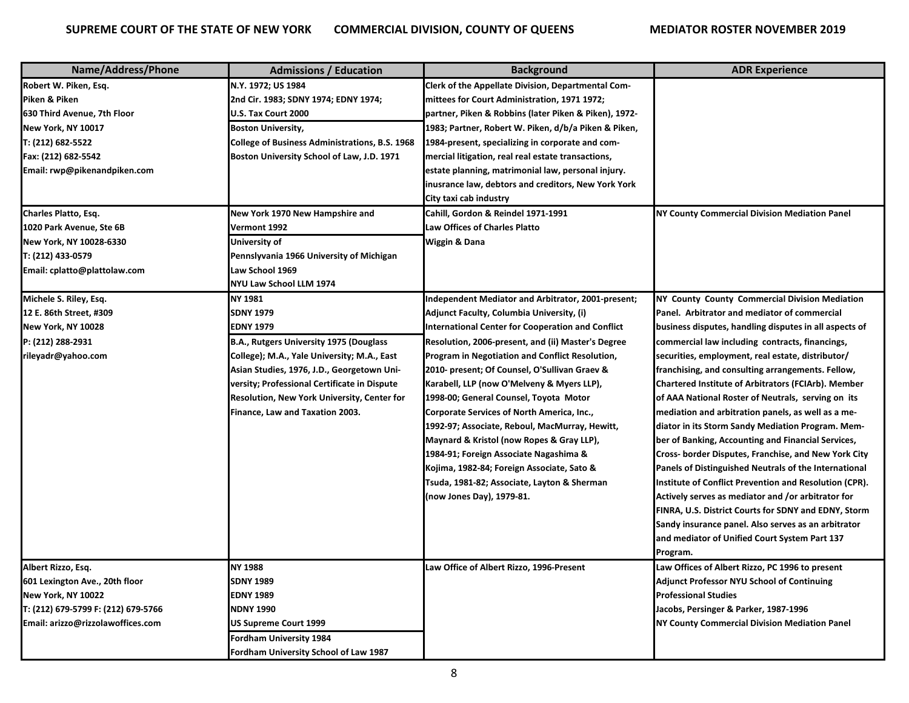| Name/Address/Phone | Admissions / Education | Background | ADR Experience |
|---|---|---|---|
| Robert W. Piken, Esq.<br>Piken & Piken<br>630 Third Avenue, 7th Floor<br>New York, NY 10017<br>T: (212) 682-5522<br>Fax: (212) 682-5542<br>Email: rwp@pikenandpiken.com | N.Y. 1972; US 1984<br>2nd Cir. 1983; SDNY 1974; EDNY 1974;<br>U.S. Tax Court 2000<br>Boston University,<br>College of Business Administrations, B.S. 1968<br>Boston University School of Law, J.D. 1971 | Clerk of the Appellate Division, Departmental Committees for Court Administration, 1971 1972; partner, Piken & Robbins (later Piken & Piken), 1972-1983; Partner, Robert W. Piken, d/b/a Piken & Piken, 1984-present, specializing in corporate and commercial litigation, real real estate transactions, estate planning, matrimonial law, personal injury. inusrance law, debtors and creditors, New York York City taxi cab industry | |
| Charles Platto, Esq.<br>1020 Park Avenue, Ste 6B<br>New York, NY 10028-6330<br>T: (212) 433-0579<br>Email: cplatto@plattolaw.com | New York 1970 New Hampshire and Vermont 1992<br>University of Pennslyvania 1966 University of Michigan Law School 1969<br>NYU Law School LLM 1974 | Cahill, Gordon & Reindel 1971-1991<br>Law Offices of Charles Platto<br>Wiggin & Dana | NY County Commercial Division Mediation Panel |
| Michele S. Riley, Esq.<br>12 E. 86th Street, #309<br>New York, NY 10028<br>P: (212) 288-2931<br>rileyadr@yahoo.com | NY 1981<br>SDNY 1979<br>EDNY 1979<br>B.A., Rutgers University 1975 (Douglass College); M.A., Yale University; M.A., East Asian Studies, 1976, J.D., Georgetown University; Professional Certificate in Dispute Resolution, New York University, Center for Finance, Law and Taxation 2003. | Independent Mediator and Arbitrator, 2001-present; Adjunct Faculty, Columbia University, (i) International Center for Cooperation and Conflict Resolution, 2006-present, and (ii) Master's Degree Program in Negotiation and Conflict Resolution, 2010- present; Of Counsel, O'Sullivan Graev & Karabell, LLP (now O'Melveny & Myers LLP), 1998-00; General Counsel, Toyota Motor Corporate Services of North America, Inc., 1992-97; Associate, Reboul, MacMurray, Hewitt, Maynard & Kristol (now Ropes & Gray LLP), 1984-91; Foreign Associate Nagashima & Kojima, 1982-84; Foreign Associate, Sato & Tsuda, 1981-82; Associate, Layton & Sherman (now Jones Day), 1979-81. | NY County County Commercial Division Mediation Panel. Arbitrator and mediator of commercial business disputes, handling disputes in all aspects of commercial law including contracts, financings, securities, employment, real estate, distributor/ franchising, and consulting arrangements. Fellow, Chartered Institute of Arbitrators (FCIArb). Member of AAA National Roster of Neutrals, serving on its mediation and arbitration panels, as well as a mediator in its Storm Sandy Mediation Program. Member of Banking, Accounting and Financial Services, Cross- border Disputes, Franchise, and New York City Panels of Distinguished Neutrals of the International Institute of Conflict Prevention and Resolution (CPR). Actively serves as mediator and /or arbitrator for FINRA, U.S. District Courts for SDNY and EDNY, Storm Sandy insurance panel. Also serves as an arbitrator and mediator of Unified Court System Part 137 Program. |
| Albert Rizzo, Esq.<br>601 Lexington Ave., 20th floor<br>New York, NY 10022<br>T: (212) 679-5799 F: (212) 679-5766<br>Email: arizzo@rizzolawoffices.com | NY 1988<br>SDNY 1989<br>EDNY 1989<br>NDNY 1990<br>US Supreme Court 1999<br>Fordham University 1984<br>Fordham University School of Law 1987 | Law Office of Albert Rizzo, 1996-Present | Law Offices of Albert Rizzo, PC 1996 to present<br>Adjunct Professor NYU School of Continuing Professional Studies<br>Jacobs, Persinger & Parker, 1987-1996<br>NY County Commercial Division Mediation Panel |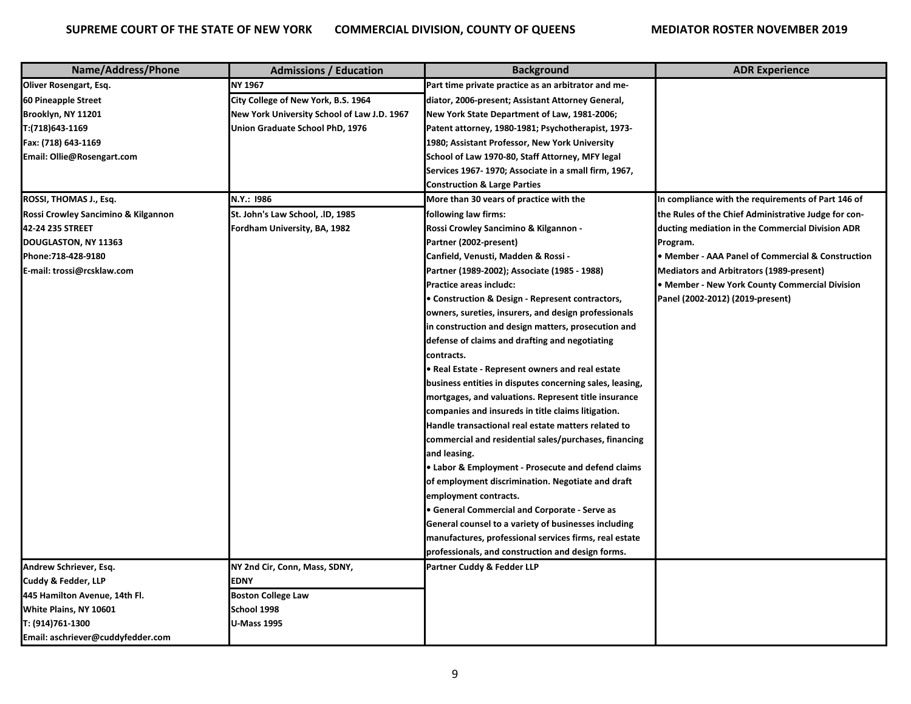| Name/Address/Phone | Admissions / Education | Background | ADR Experience |
|---|---|---|---|
| Oliver Rosengart, Esq.<br>60 Pineapple Street<br>Brooklyn, NY 11201<br>T:(718)643-1169<br>Fax: (718) 643-1169<br>Email: Ollie@Rosengart.com | NY 1967<br>City College of New York, B.S. 1964<br>New York University School of Law J.D. 1967<br>Union Graduate School PhD, 1976 | Part time private practice as an arbitrator and mediator, 2006-present; Assistant Attorney General, New York State Department of Law, 1981-2006; Patent attorney, 1980-1981; Psychotherapist, 1973-1980; Assistant Professor, New York University School of Law 1970-80, Staff Attorney, MFY legal Services 1967- 1970; Associate in a small firm, 1967, Construction & Large Parties | |
| ROSSI, THOMAS J., Esq.<br>Rossi Crowley Sancimino & Kilgannon<br>42-24 235 STREET<br>DOUGLASTON, NY 11363<br>Phone:718-428-9180<br>E-mail: trossi@rcsklaw.com | N.Y.: I986<br>St. John's Law School, .lD, 1985<br>Fordham University, BA, 1982 | More than 30 vears of practice with the following law firms:<br>Rossi Crowley Sancimino & Kilgannon - Partner (2002-present)<br>Canfield, Venusti, Madden & Rossi - Partner (1989-2002); Associate (1985 - 1988)<br>Practice areas includc:<br>• Construction & Design - Represent contractors, owners, sureties, insurers, and design professionals in construction and design matters, prosecution and defense of claims and drafting and negotiating contracts.<br>• Real Estate - Represent owners and real estate business entities in disputes concerning sales, leasing, mortgages, and valuations. Represent title insurance companies and insureds in title claims litigation. Handle transactional real estate matters related to commercial and residential sales/purchases, financing and leasing.<br>• Labor & Employment - Prosecute and defend claims of employment discrimination. Negotiate and draft employment contracts.<br>• General Commercial and Corporate - Serve as General counsel to a variety of businesses including manufactures, professional services firms, real estate professionals, and construction and design forms. | In compliance with the requirements of Part 146 of the Rules of the Chief Administrative Judge for conducting mediation in the Commercial Division ADR Program.<br>• Member - AAA Panel of Commercial & Construction Mediators and Arbitrators (1989-present)<br>• Member - New York County Commercial Division Panel (2002-2012) (2019-present) |
| Andrew Schriever, Esq.<br>Cuddy & Fedder, LLP<br>445 Hamilton Avenue, 14th Fl.<br>White Plains, NY 10601<br>T: (914)761-1300<br>Email: aschriever@cuddyfedder.com | NY 2nd Cir, Conn, Mass, SDNY, EDNY<br>Boston College Law School 1998<br>U-Mass 1995 | Partner Cuddy & Fedder LLP | |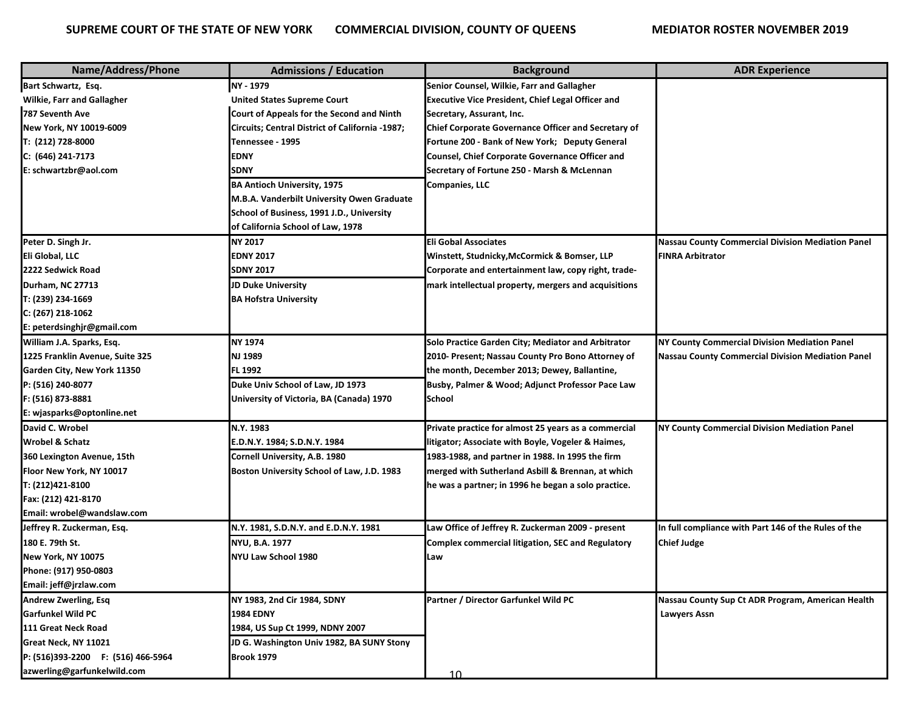**SUPREME COURT OF THE STATE OF NEW YORK　　COMMERCIAL DIVISION, COUNTY OF QUEENS　　MEDIATOR ROSTER NOVEMBER 2019**

| Name/Address/Phone | Admissions / Education | Background | ADR Experience |
|---|---|---|---|
| Bart Schwartz, Esq.<br>Wilkie, Farr and Gallagher<br>787 Seventh Ave<br>New York, NY 10019-6009<br>T: (212) 728-8000<br>C: (646) 241-7173<br>E: schwartzbr@aol.com | NY - 1979<br>United States Supreme Court<br>Court of Appeals for the Second and Ninth Circuits; Central District of California -1987; Tennessee - 1995<br>EDNY<br>SDNY<br>BA Antioch University, 1975<br>M.B.A. Vanderbilt University Owen Graduate School of Business, 1991 J.D., University of California School of Law, 1978 | Senior Counsel, Wilkie, Farr and Gallagher<br>Executive Vice President, Chief Legal Officer and Secretary, Assurant, Inc.<br>Chief Corporate Governance Officer and Secretary of Fortune 200 - Bank of New York; Deputy General Counsel, Chief Corporate Governance Officer and Secretary of Fortune 250 - Marsh & McLennan Companies, LLC | |
| Peter D. Singh Jr.<br>Eli Global, LLC<br>2222 Sedwick Road<br>Durham, NC 27713<br>T: (239) 234-1669<br>C: (267) 218-1062<br>E: peterdsinghjr@gmail.com | NY 2017<br>EDNY 2017<br>SDNY 2017<br>JD Duke University<br>BA Hofstra University | Eli Gobal Associates<br>Winstett, Studnicky,McCormick & Bomser, LLP<br>Corporate and entertainment law, copy right, trade-mark intellectual property, mergers and acquisitions | Nassau County Commercial Division Mediation Panel<br>FINRA Arbitrator |
| William J.A. Sparks, Esq.<br>1225 Franklin Avenue, Suite 325<br>Garden City, New York 11350<br>P: (516) 240-8077<br>F: (516) 873-8881<br>E: wjasparks@optonline.net | NY 1974<br>NJ 1989<br>FL 1992<br>Duke Univ School of Law, JD 1973<br>University of Victoria, BA (Canada) 1970 | Solo Practice Garden City; Mediator and Arbitrator 2010- Present; Nassau County Pro Bono Attorney of the month, December 2013; Dewey, Ballantine, Busby, Palmer & Wood; Adjunct Professor Pace Law School | NY County Commercial Division Mediation Panel<br>Nassau County Commercial Division Mediation Panel |
| David C. Wrobel<br>Wrobel & Schatz<br>360 Lexington Avenue, 15th Floor New York, NY 10017<br>T: (212)421-8100<br>Fax: (212) 421-8170<br>Email: wrobel@wandslaw.com | N.Y. 1983<br>E.D.N.Y. 1984; S.D.N.Y. 1984<br>Cornell University, A.B. 1980<br>Boston University School of Law, J.D. 1983 | Private practice for almost 25 years as a commercial litigator; Associate with Boyle, Vogeler & Haimes, 1983-1988, and partner in 1988. In 1995 the firm merged with Sutherland Asbill & Brennan, at which he was a partner; in 1996 he began a solo practice. | NY County Commercial Division Mediation Panel |
| Jeffrey R. Zuckerman, Esq.<br>180 E. 79th St.<br>New York, NY 10075<br>Phone: (917) 950-0803<br>Email: jeff@jrzlaw.com | N.Y. 1981, S.D.N.Y. and E.D.N.Y. 1981<br>NYU, B.A. 1977<br>NYU Law School 1980 | Law Office of Jeffrey R. Zuckerman 2009 - present<br>Complex commercial litigation, SEC and Regulatory Law | In full compliance with Part 146 of the Rules of the Chief Judge |
| Andrew Zwerling, Esq<br>Garfunkel Wild PC<br>111 Great Neck Road<br>Great Neck, NY 11021<br>P: (516)393-2200 F: (516) 466-5964<br>azwerling@garfunkelwild.com | NY 1983, 2nd Cir 1984, SDNY 1984 EDNY 1984, US Sup Ct 1999, NDNY 2007<br>JD G. Washington Univ 1982, BA SUNY Stony Brook 1979 | Partner / Director Garfunkel Wild PC | Nassau County Sup Ct ADR Program, American Health Lawyers Assn |